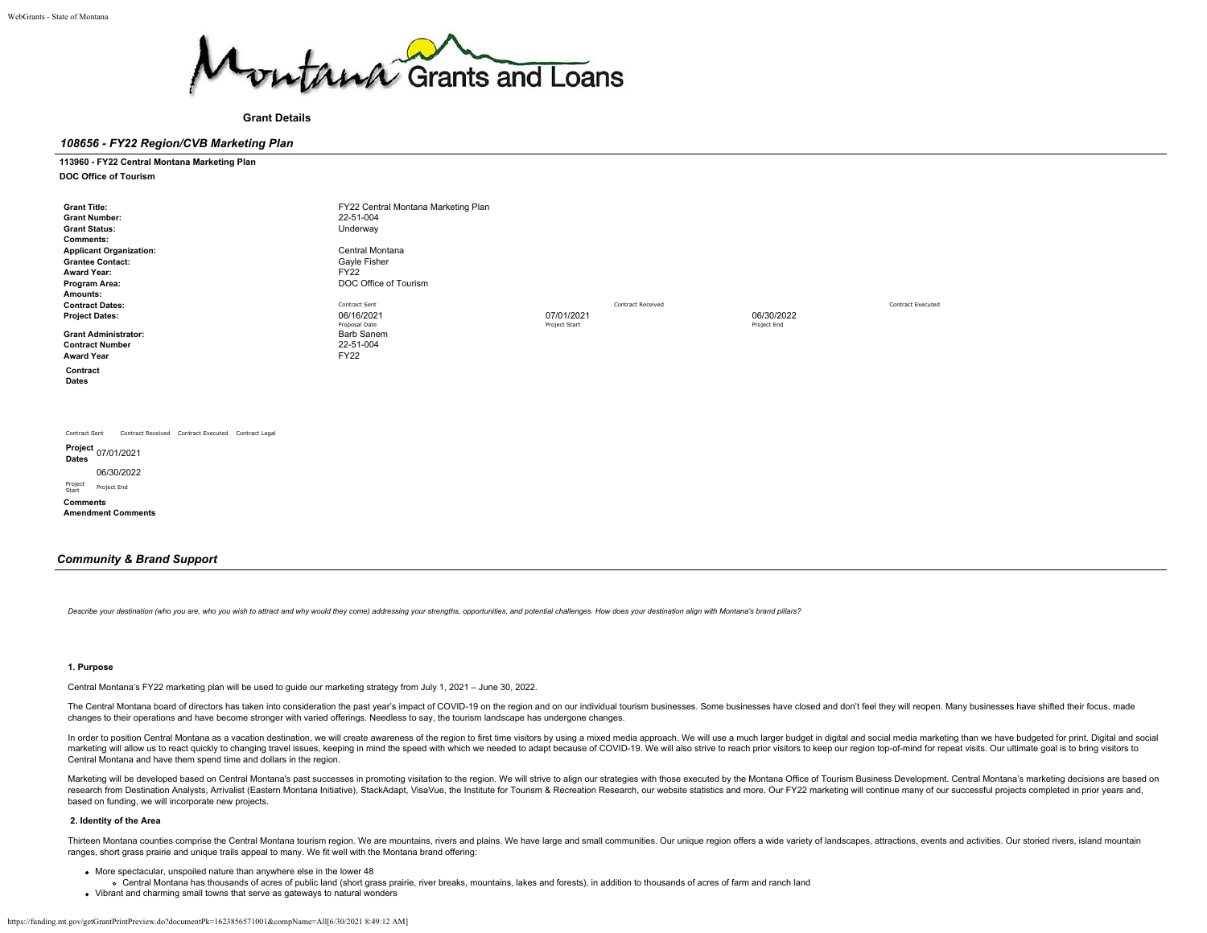**Grant Details**

## *108656 - FY22 Region/CVB Marketing Plan*

**113960 - FY22 Central Montana Marketing Plan**

**DOC Office of Tourism**

| | | | | |
|---|---|---|---|---|
| **Grant Title:** | FY22 Central Montana Marketing Plan | | | |
| **Grant Number:** | 22-51-004 | | | |
| **Grant Status:** | Underway | | | |
| **Comments:** | | | | |
| **Applicant Organization:** | Central Montana | | | |
| **Grantee Contact:** | Gayle Fisher | | | |
| **Award Year:** | FY22 | | | |
| **Program Area:** | DOC Office of Tourism | | | |
| **Amounts:** | | | | |
| **Contract Dates:** | Contract Sent | | Contract Received | Contract Executed |
| **Project Dates:** | 06/16/2021 | 07/01/2021 | 06/30/2022 | |
| | Proposal Date | Project Start | Project End | |
| **Grant Administrator:** | Barb Sanem | | | |
| **Contract Number** | 22-51-004 | | | |
| **Award Year** | FY22 | | | |

**Contract Dates**

Contract Sent   Contract Received   Contract Executed   Contract Legal

**Project Dates** 07/01/2021   06/30/2022

Project Start   Project End

**Comments**

**Amendment Comments**

## *Community & Brand Support*

*Describe your destination (who you are, who you wish to attract and why would they come) addressing your strengths, opportunities, and potential challenges. How does your destination align with Montana's brand pillars?*

**1. Purpose**

Central Montana's FY22 marketing plan will be used to guide our marketing strategy from July 1, 2021 – June 30, 2022.

The Central Montana board of directors has taken into consideration the past year's impact of COVID-19 on the region and on our individual tourism businesses. Some businesses have closed and don't feel they will reopen. Many businesses have shifted their focus, made changes to their operations and have become stronger with varied offerings. Needless to say, the tourism landscape has undergone changes.

In order to position Central Montana as a vacation destination, we will create awareness of the region to first time visitors by using a mixed media approach. We will use a much larger budget in digital and social media marketing than we have budgeted for print. Digital and social marketing will allow us to react quickly to changing travel issues, keeping in mind the speed with which we needed to adapt because of COVID-19. We will also strive to reach prior visitors to keep our region top-of-mind for repeat visits. Our ultimate goal is to bring visitors to Central Montana and have them spend time and dollars in the region.

Marketing will be developed based on Central Montana's past successes in promoting visitation to the region. We will strive to align our strategies with those executed by the Montana Office of Tourism Business Development. Central Montana's marketing decisions are based on research from Destination Analysts, Arrivalist (Eastern Montana Initiative), StackAdapt, VisaVue, the Institute for Tourism & Recreation Research, our website statistics and more. Our FY22 marketing will continue many of our successful projects completed in prior years and, based on funding, we will incorporate new projects.

**2. Identity of the Area**

Thirteen Montana counties comprise the Central Montana tourism region. We are mountains, rivers and plains. We have large and small communities. Our unique region offers a wide variety of landscapes, attractions, events and activities. Our storied rivers, island mountain ranges, short grass prairie and unique trails appeal to many. We fit well with the Montana brand offering:

- More spectacular, unspoiled nature than anywhere else in the lower 48
  - Central Montana has thousands of acres of public land (short grass prairie, river breaks, mountains, lakes and forests), in addition to thousands of acres of farm and ranch land
- Vibrant and charming small towns that serve as gateways to natural wonders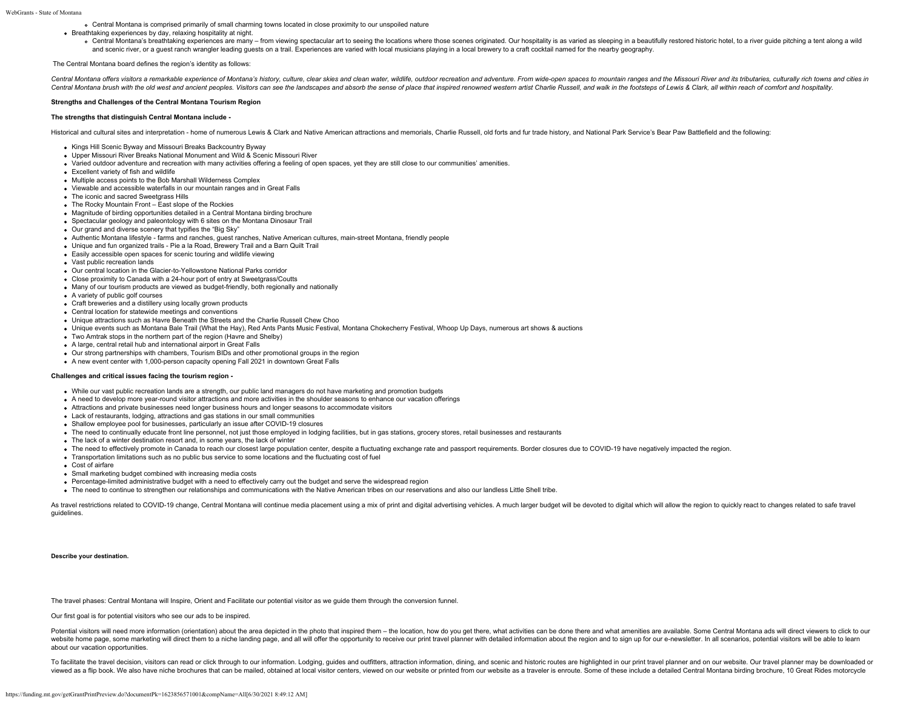- Central Montana is comprised primarily of small charming towns located in close proximity to our unspoiled nature
- Breathtaking experiences by day, relaxing hospitality at night.
  - Central Montana's breathtaking experiences are many – from viewing spectacular art to seeing the locations where those scenes originated. Our hospitality is as varied as sleeping in a beautifully restored historic hotel, to a river guide pitching a tent along a wild and scenic river, or a guest ranch wrangler leading guests on a trail. Experiences are varied with local musicians playing in a local brewery to a craft cocktail named for the nearby geography.

The Central Montana board defines the region's identity as follows:

*Central Montana offers visitors a remarkable experience of Montana's history, culture, clear skies and clean water, wildlife, outdoor recreation and adventure. From wide-open spaces to mountain ranges and the Missouri River and its tributaries, culturally rich towns and cities in Central Montana brush with the old west and ancient peoples. Visitors can see the landscapes and absorb the sense of place that inspired renowned western artist Charlie Russell, and walk in the footsteps of Lewis & Clark, all within reach of comfort and hospitality.*

**Strengths and Challenges of the Central Montana Tourism Region**

**The strengths that distinguish Central Montana include -**

Historical and cultural sites and interpretation - home of numerous Lewis & Clark and Native American attractions and memorials, Charlie Russell, old forts and fur trade history, and National Park Service's Bear Paw Battlefield and the following:

- Kings Hill Scenic Byway and Missouri Breaks Backcountry Byway
- Upper Missouri River Breaks National Monument and Wild & Scenic Missouri River
- Varied outdoor adventure and recreation with many activities offering a feeling of open spaces, yet they are still close to our communities' amenities.
- Excellent variety of fish and wildlife
- Multiple access points to the Bob Marshall Wilderness Complex
- Viewable and accessible waterfalls in our mountain ranges and in Great Falls
- The iconic and sacred Sweetgrass Hills
- The Rocky Mountain Front – East slope of the Rockies
- Magnitude of birding opportunities detailed in a Central Montana birding brochure
- Spectacular geology and paleontology with 6 sites on the Montana Dinosaur Trail
- Our grand and diverse scenery that typifies the "Big Sky"
- Authentic Montana lifestyle - farms and ranches, guest ranches, Native American cultures, main-street Montana, friendly people
- Unique and fun organized trails - Pie a la Road, Brewery Trail and a Barn Quilt Trail
- Easily accessible open spaces for scenic touring and wildlife viewing
- Vast public recreation lands
- Our central location in the Glacier-to-Yellowstone National Parks corridor
- Close proximity to Canada with a 24-hour port of entry at Sweetgrass/Coutts
- Many of our tourism products are viewed as budget-friendly, both regionally and nationally
- A variety of public golf courses
- Craft breweries and a distillery using locally grown products
- Central location for statewide meetings and conventions
- Unique attractions such as Havre Beneath the Streets and the Charlie Russell Chew Choo
- Unique events such as Montana Bale Trail (What the Hay), Red Ants Pants Music Festival, Montana Chokecherry Festival, Whoop Up Days, numerous art shows & auctions
- Two Amtrak stops in the northern part of the region (Havre and Shelby)
- A large, central retail hub and international airport in Great Falls
- Our strong partnerships with chambers, Tourism BIDs and other promotional groups in the region
- A new event center with 1,000-person capacity opening Fall 2021 in downtown Great Falls

**Challenges and critical issues facing the tourism region -**

- While our vast public recreation lands are a strength, our public land managers do not have marketing and promotion budgets
- A need to develop more year-round visitor attractions and more activities in the shoulder seasons to enhance our vacation offerings
- Attractions and private businesses need longer business hours and longer seasons to accommodate visitors
- Lack of restaurants, lodging, attractions and gas stations in our small communities
- Shallow employee pool for businesses, particularly an issue after COVID-19 closures
- The need to continually educate front line personnel, not just those employed in lodging facilities, but in gas stations, grocery stores, retail businesses and restaurants
- The lack of a winter destination resort and, in some years, the lack of winter
- The need to effectively promote in Canada to reach our closest large population center, despite a fluctuating exchange rate and passport requirements. Border closures due to COVID-19 have negatively impacted the region.
- Transportation limitations such as no public bus service to some locations and the fluctuating cost of fuel
- Cost of airfare
- Small marketing budget combined with increasing media costs
- Percentage-limited administrative budget with a need to effectively carry out the budget and serve the widespread region
- The need to continue to strengthen our relationships and communications with the Native American tribes on our reservations and also our landless Little Shell tribe.

As travel restrictions related to COVID-19 change, Central Montana will continue media placement using a mix of print and digital advertising vehicles. A much larger budget will be devoted to digital which will allow the region to quickly react to changes related to safe travel guidelines.

**Describe your destination.**

The travel phases: Central Montana will Inspire, Orient and Facilitate our potential visitor as we guide them through the conversion funnel.

Our first goal is for potential visitors who see our ads to be inspired.

Potential visitors will need more information (orientation) about the area depicted in the photo that inspired them – the location, how do you get there, what activities can be done there and what amenities are available. Some Central Montana ads will direct viewers to click to our website home page, some marketing will direct them to a niche landing page, and all will offer the opportunity to receive our print travel planner with detailed information about the region and to sign up for our e-newsletter. In all scenarios, potential visitors will be able to learn about our vacation opportunities.

To facilitate the travel decision, visitors can read or click through to our information. Lodging, guides and outfitters, attraction information, dining, and scenic and historic routes are highlighted in our print travel planner and on our website. Our travel planner may be downloaded or viewed as a flip book. We also have niche brochures that can be mailed, obtained at local visitor centers, viewed on our website or printed from our website as a traveler is enroute. Some of these include a detailed Central Montana birding brochure, 10 Great Rides motorcycle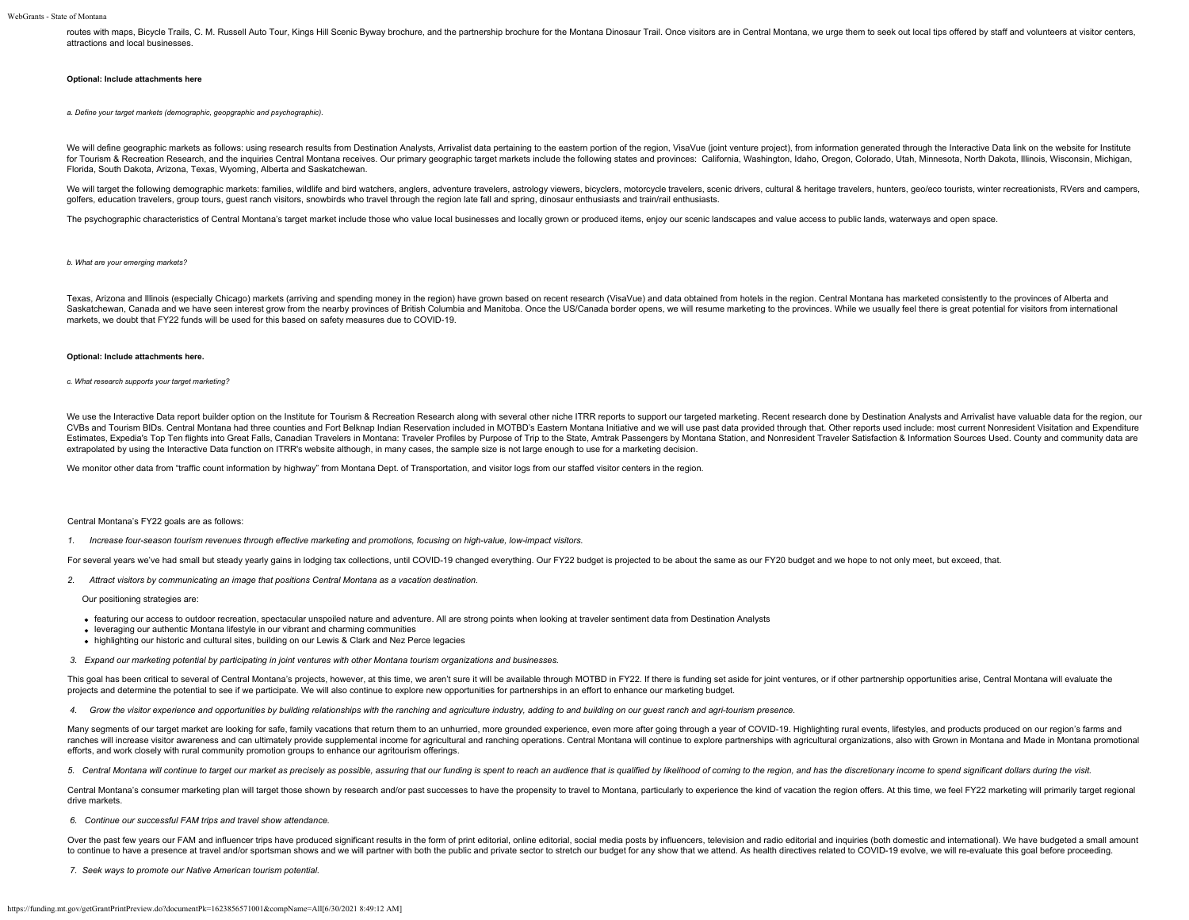routes with maps, Bicycle Trails, C. M. Russell Auto Tour, Kings Hill Scenic Byway brochure, and the partnership brochure for the Montana Dinosaur Trail. Once visitors are in Central Montana, we urge them to seek out local tips offered by staff and volunteers at visitor centers, attractions and local businesses.

**Optional: Include attachments here**

*a. Define your target markets (demographic, geopgraphic and psychographic).*

We will define geographic markets as follows: using research results from Destination Analysts, Arrivalist data pertaining to the eastern portion of the region, VisaVue (joint venture project), from information generated through the Interactive Data link on the website for Institute for Tourism & Recreation Research, and the inquiries Central Montana receives. Our primary geographic target markets include the following states and provinces: California, Washington, Idaho, Oregon, Colorado, Utah, Minnesota, North Dakota, Illinois, Wisconsin, Michigan, Florida, South Dakota, Arizona, Texas, Wyoming, Alberta and Saskatchewan.

We will target the following demographic markets: families, wildlife and bird watchers, anglers, adventure travelers, astrology viewers, bicyclers, motorcycle travelers, scenic drivers, cultural & heritage travelers, hunters, geo/eco tourists, winter recreationists, RVers and campers, golfers, education travelers, group tours, guest ranch visitors, snowbirds who travel through the region late fall and spring, dinosaur enthusiasts and train/rail enthusiasts.

The psychographic characteristics of Central Montana's target market include those who value local businesses and locally grown or produced items, enjoy our scenic landscapes and value access to public lands, waterways and open space.

*b. What are your emerging markets?*

Texas, Arizona and Illinois (especially Chicago) markets (arriving and spending money in the region) have grown based on recent research (VisaVue) and data obtained from hotels in the region. Central Montana has marketed consistently to the provinces of Alberta and Saskatchewan, Canada and we have seen interest grow from the nearby provinces of British Columbia and Manitoba. Once the US/Canada border opens, we will resume marketing to the provinces. While we usually feel there is great potential for visitors from international markets, we doubt that FY22 funds will be used for this based on safety measures due to COVID-19.

**Optional: Include attachments here.**

*c. What research supports your target marketing?*

We use the Interactive Data report builder option on the Institute for Tourism & Recreation Research along with several other niche ITRR reports to support our targeted marketing. Recent research done by Destination Analysts and Arrivalist have valuable data for the region, our CVBs and Tourism BIDs. Central Montana had three counties and Fort Belknap Indian Reservation included in MOTBD's Eastern Montana Initiative and we will use past data provided through that. Other reports used include: most current Nonresident Visitation and Expenditure Estimates, Expedia's Top Ten flights into Great Falls, Canadian Travelers in Montana: Traveler Profiles by Purpose of Trip to the State, Amtrak Passengers by Montana Station, and Nonresident Traveler Satisfaction & Information Sources Used. County and community data are extrapolated by using the Interactive Data function on ITRR's website although, in many cases, the sample size is not large enough to use for a marketing decision.

We monitor other data from "traffic count information by highway" from Montana Dept. of Transportation, and visitor logs from our staffed visitor centers in the region.

Central Montana's FY22 goals are as follows:

1. *Increase four-season tourism revenues through effective marketing and promotions, focusing on high-value, low-impact visitors.*

For several years we've had small but steady yearly gains in lodging tax collections, until COVID-19 changed everything. Our FY22 budget is projected to be about the same as our FY20 budget and we hope to not only meet, but exceed, that.

2. *Attract visitors by communicating an image that positions Central Montana as a vacation destination.*

Our positioning strategies are:

- featuring our access to outdoor recreation, spectacular unspoiled nature and adventure. All are strong points when looking at traveler sentiment data from Destination Analysts
- leveraging our authentic Montana lifestyle in our vibrant and charming communities
- highlighting our historic and cultural sites, building on our Lewis & Clark and Nez Perce legacies

3. *Expand our marketing potential by participating in joint ventures with other Montana tourism organizations and businesses.*

This goal has been critical to several of Central Montana's projects, however, at this time, we aren't sure it will be available through MOTBD in FY22. If there is funding set aside for joint ventures, or if other partnership opportunities arise, Central Montana will evaluate the projects and determine the potential to see if we participate. We will also continue to explore new opportunities for partnerships in an effort to enhance our marketing budget.

4. *Grow the visitor experience and opportunities by building relationships with the ranching and agriculture industry, adding to and building on our guest ranch and agri-tourism presence.*

Many segments of our target market are looking for safe, family vacations that return them to an unhurried, more grounded experience, even more after going through a year of COVID-19. Highlighting rural events, lifestyles, and products produced on our region's farms and ranches will increase visitor awareness and can ultimately provide supplemental income for agricultural and ranching operations. Central Montana will continue to explore partnerships with agricultural organizations, also with Grown in Montana and Made in Montana promotional efforts, and work closely with rural community promotion groups to enhance our agritourism offerings.

5. *Central Montana will continue to target our market as precisely as possible, assuring that our funding is spent to reach an audience that is qualified by likelihood of coming to the region, and has the discretionary income to spend significant dollars during the visit.*

Central Montana's consumer marketing plan will target those shown by research and/or past successes to have the propensity to travel to Montana, particularly to experience the kind of vacation the region offers. At this time, we feel FY22 marketing will primarily target regional drive markets.

6. *Continue our successful FAM trips and travel show attendance.*

Over the past few years our FAM and influencer trips have produced significant results in the form of print editorial, online editorial, social media posts by influencers, television and radio editorial and inquiries (both domestic and international). We have budgeted a small amount to continue to have a presence at travel and/or sportsman shows and we will partner with both the public and private sector to stretch our budget for any show that we attend. As health directives related to COVID-19 evolve, we will re-evaluate this goal before proceeding.

7. *Seek ways to promote our Native American tourism potential.*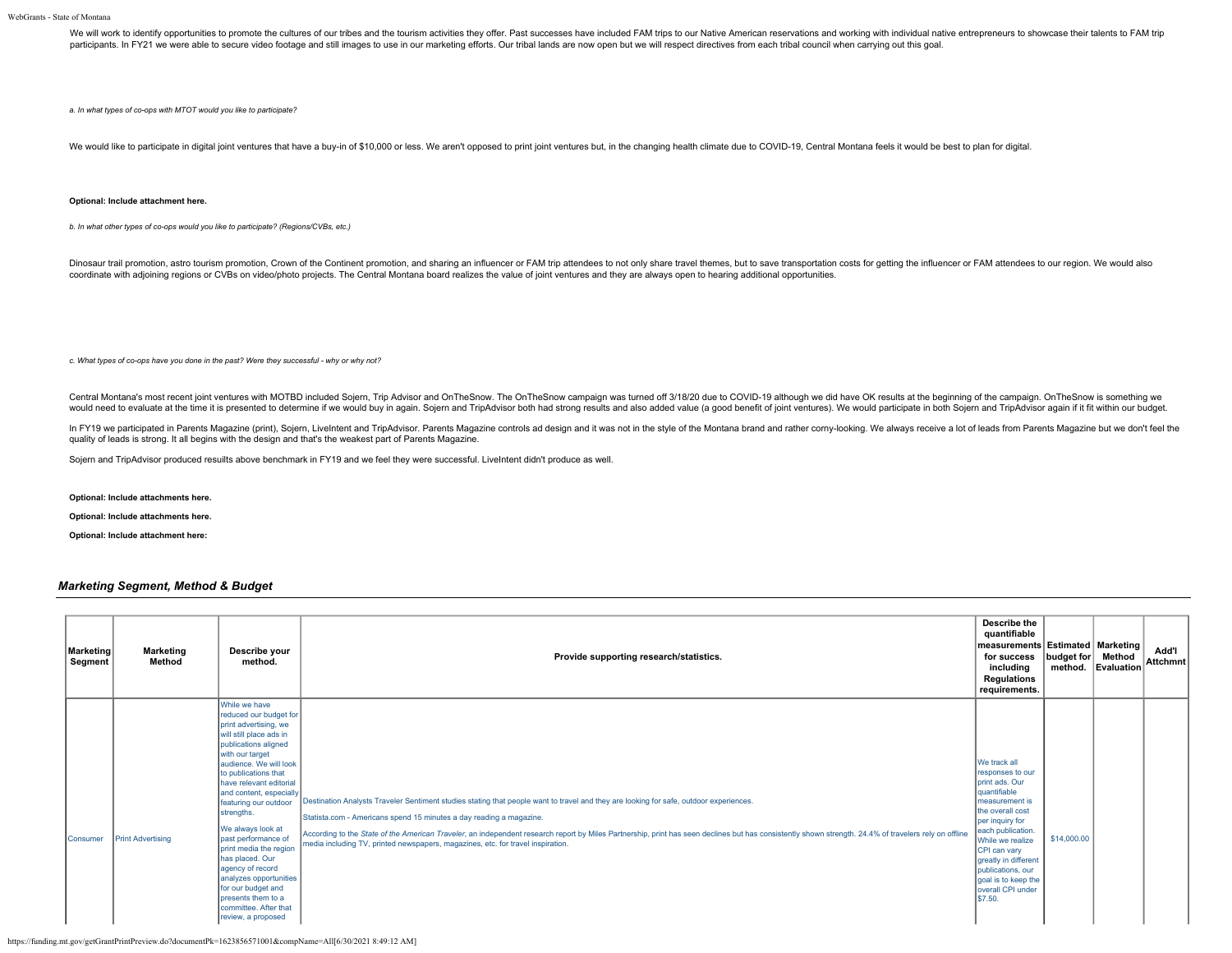We will work to identify opportunities to promote the cultures of our tribes and the tourism activities they offer. Past successes have included FAM trips to our Native American reservations and working with individual native entrepreneurs to showcase their talents to FAM trip participants. In FY21 we were able to secure video footage and still images to use in our marketing efforts. Our tribal lands are now open but we will respect directives from each tribal council when carrying out this goal.

*a. In what types of co-ops with MTOT would you like to participate?*

We would like to participate in digital joint ventures that have a buy-in of $10,000 or less. We aren't opposed to print joint ventures but, in the changing health climate due to COVID-19, Central Montana feels it would be best to plan for digital.

**Optional: Include attachment here.**

*b. In what other types of co-ops would you like to participate? (Regions/CVBs, etc.)*

Dinosaur trail promotion, astro tourism promotion, Crown of the Continent promotion, and sharing an influencer or FAM trip attendees to not only share travel themes, but to save transportation costs for getting the influencer or FAM attendees to our region. We would also coordinate with adjoining regions or CVBs on video/photo projects. The Central Montana board realizes the value of joint ventures and they are always open to hearing additional opportunities.

*c. What types of co-ops have you done in the past? Were they successful - why or why not?*

Central Montana's most recent joint ventures with MOTBD included Sojern, Trip Advisor and OnTheSnow. The OnTheSnow campaign was turned off 3/18/20 due to COVID-19 although we did have OK results at the beginning of the campaign. OnTheSnow is something we would need to evaluate at the time it is presented to determine if we would buy in again. Sojern and TripAdvisor both had strong results and also added value (a good benefit of joint ventures). We would participate in both Sojern and TripAdvisor again if it fit within our budget.

In FY19 we participated in Parents Magazine (print), Sojern, LiveIntent and TripAdvisor. Parents Magazine controls ad design and it was not in the style of the Montana brand and rather corny-looking. We always receive a lot of leads from Parents Magazine but we don't feel the quality of leads is strong. It all begins with the design and that's the weakest part of Parents Magazine.

Sojern and TripAdvisor produced resuilts above benchmark in FY19 and we feel they were successful. LiveIntent didn't produce as well.

**Optional: Include attachments here.**

**Optional: Include attachments here.**

**Optional: Include attachment here:**

## *Marketing Segment, Method & Budget*

| Marketing Segment | Marketing Method | Describe your method. | Provide supporting research/statistics. | Describe the quantifiable measurements for success including Regulations requirements. | Estimated budget for method. | Marketing Method Evaluation | Add'l Attchmnt |
|---|---|---|---|---|---|---|---|
| Consumer | Print Advertising | While we have reduced our budget for print advertising, we will still place ads in publications aligned with our target audience. We will look to publications that have relevant editorial and content, especially featuring our outdoor strengths.<br><br>We always look at past performance of print media the region has placed. Our agency of record analyzes opportunities for our budget and presents them to a committee. After that review, a proposed | Destination Analysts Traveler Sentiment studies stating that people want to travel and they are looking for safe, outdoor experiences.<br><br>Statista.com - Americans spend 15 minutes a day reading a magazine.<br><br>According to the *State of the American Traveler*, an independent research report by Miles Partnership, print has seen declines but has consistently shown strength. 24.4% of travelers rely on offline media including TV, printed newspapers, magazines, etc. for travel inspiration. | We track all responses to our print ads. Our quantifiable measurement is the overall cost per inquiry for each publication. While we realize CPI can vary greatly in different publications, our goal is to keep the overall CPI under $7.50. | $14,000.00 | | |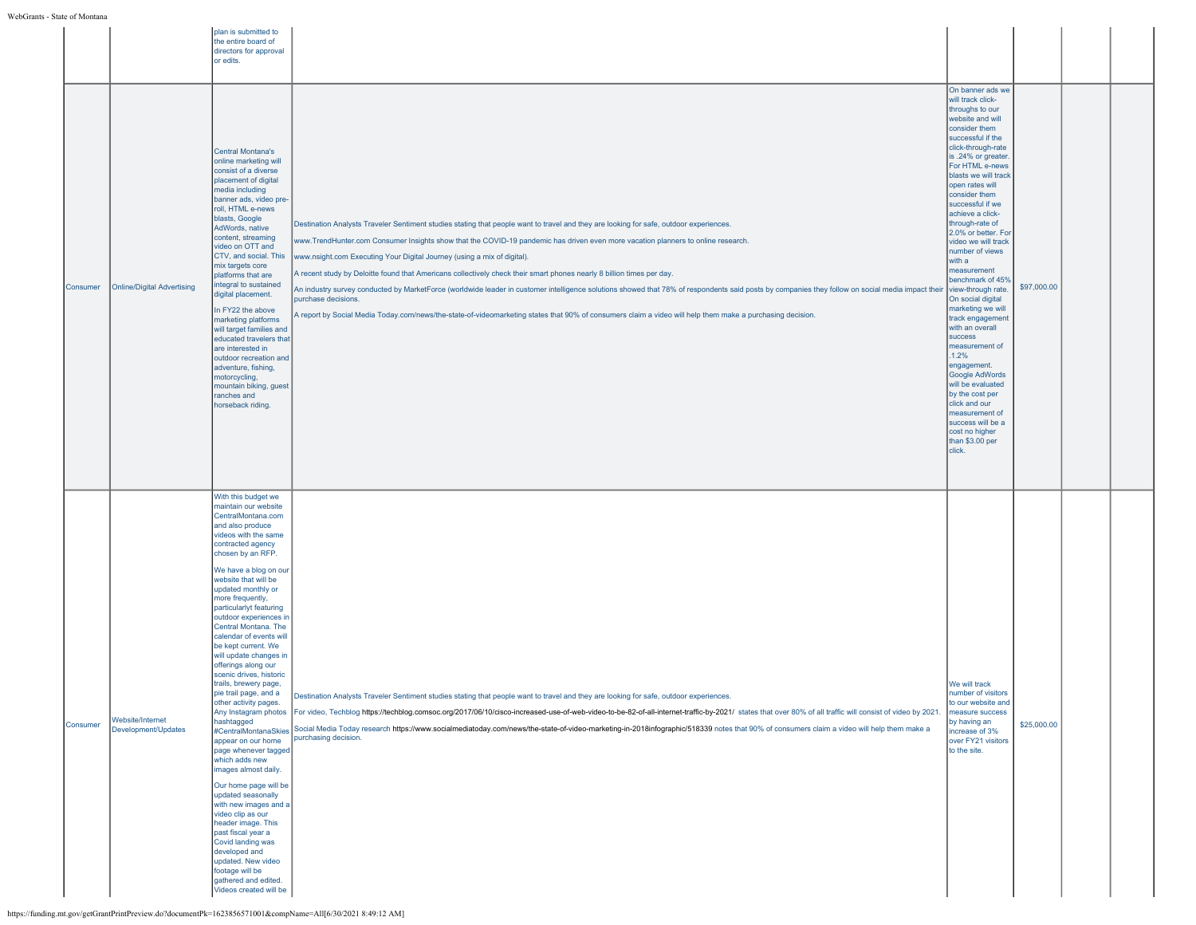| | | | | | | | |
|---|---|---|---|---|---|---|---|
| | | plan is submitted to the entire board of directors for approval or edits. | | | | | |
| Consumer | Online/Digital Advertising | Central Montana's online marketing will consist of a diverse placement of digital media including banner ads, video pre-roll, HTML e-news blasts, Google AdWords, native content, streaming video on OTT and CTV, and social. This mix targets core platforms that are integral to sustained digital placement.<br><br>In FY22 the above marketing platforms will target families and educated travelers that are interested in outdoor recreation and adventure, fishing, motorcycling, mountain biking, guest ranches and horseback riding. | Destination Analysts Traveler Sentiment studies stating that people want to travel and they are looking for safe, outdoor experiences.<br><br>www.TrendHunter.com Consumer Insights show that the COVID-19 pandemic has driven even more vacation planners to online research.<br><br>www.nsight.com Executing Your Digital Journey (using a mix of digital).<br><br>A recent study by Deloitte found that Americans collectively check their smart phones nearly 8 billion times per day.<br><br>An industry survey conducted by MarketForce (worldwide leader in customer intelligence solutions showed that 78% of respondents said posts by companies they follow on social media impact their purchase decisions.<br><br>A report by Social Media Today.com/news/the-state-of-videomarketing states that 90% of consumers claim a video will help them make a purchasing decision. | On banner ads we will track click-throughs to our website and will consider them successful if the click-through-rate is .24% or greater. For HTML e-news blasts we will track open rates will consider them successful if we achieve a click-through-rate of 2.0% or better. For video we will track number of views with a measurement benchmark of 45% view-through rate. On social digital marketing we will track engagement with an overall success measurement of .1.2% engagement. Google AdWords will be evaluated by the cost per click and our measurement of success will be a cost no higher than $3.00 per click. | $97,000.00 | | |
| Consumer | Website/Internet Development/Updates | With this budget we maintain our website CentralMontana.com and also produce videos with the same contracted agency chosen by an RFP.<br><br>We have a blog on our website that will be updated monthly or more frequently, particularlyt featuring outdoor experiences in Central Montana. The calendar of events will be kept current. We will update changes in offerings along our scenic drives, historic trails, brewery page, pie trail page, and a other activity pages. Any Instagram photos hashtagged #CentralMontanaSkies appear on our home page whenever tagged which adds new images almost daily.<br><br>Our home page will be updated seasonally with new images and a video clip as our header image. This past fiscal year a Covid landing was developed and updated. New video footage will be gathered and edited. Videos created will be | Destination Analysts Traveler Sentiment studies stating that people want to travel and they are looking for safe, outdoor experiences.<br><br>For video, Techblog https://techblog.comsoc.org/2017/06/10/cisco-increased-use-of-web-video-to-be-82-of-all-internet-traffic-by-2021/ states that over 80% of all traffic will consist of video by 2021.<br><br>Social Media Today research https://www.socialmediatoday.com/news/the-state-of-video-marketing-in-2018infographic/518339 notes that 90% of consumers claim a video will help them make a purchasing decision. | We will track number of visitors to our website and measure success by having an increase of 3% over FY21 visitors to the site. | $25,000.00 | | |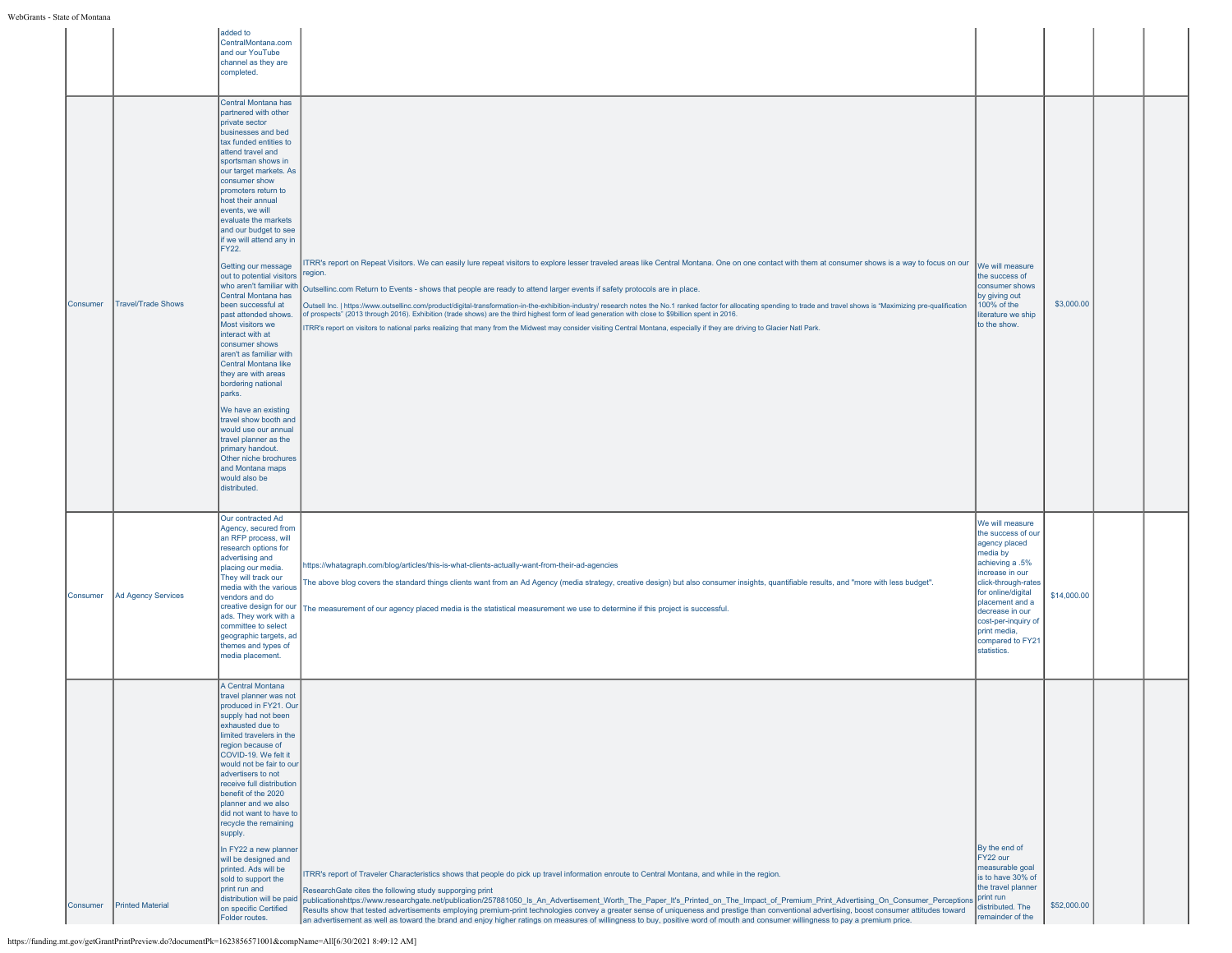| | | | | | | | |
|---|---|---|---|---|---|---|---|
| | | added to CentralMontana.com and our YouTube channel as they are completed. | | | | | |
| Consumer | Travel/Trade Shows | Central Montana has partnered with other private sector businesses and bed tax funded entities to attend travel and sportsman shows in our target markets. As consumer show promoters return to host their annual events, we will evaluate the markets and our budget to see if we will attend any in FY22.<br><br>Getting our message out to potential visitors who aren't familiar with Central Montana has been successful at past attended shows. Most visitors we interact with at consumer shows aren't as familiar with Central Montana like they are with areas bordering national parks.<br><br>We have an existing travel show booth and would use our annual travel planner as the primary handout. Other niche brochures and Montana maps would also be distributed. | ITRR's report on Repeat Visitors. We can easily lure repeat visitors to explore lesser traveled areas like Central Montana. One on one contact with them at consumer shows is a way to focus on our region.<br><br>Outsellinc.com Return to Events - shows that people are ready to attend larger events if safety protocols are in place.<br><br>Outsell Inc. \| https://www.outsellinc.com/product/digital-transformation-in-the-exhibition-industry/ research notes the No.1 ranked factor for allocating spending to trade and travel shows is "Maximizing pre-qualification of prospects" (2013 through 2016). Exhibition (trade shows) are the third highest form of lead generation with close to $9billion spent in 2016.<br><br>ITRR's report on visitors to national parks realizing that many from the Midwest may consider visiting Central Montana, especially if they are driving to Glacier Natl Park. | We will measure the success of consumer shows by giving out 100% of the literature we ship to the show. | $3,000.00 | | |
| Consumer | Ad Agency Services | Our contracted Ad Agency, secured from an RFP process, will research options for advertising and placing our media. They will track our media with the various vendors and do creative design for our ads. They work with a committee to select geographic targets, ad themes and types of media placement. | https://whatagraph.com/blog/articles/this-is-what-clients-actually-want-from-their-ad-agencies<br><br>The above blog covers the standard things clients want from an Ad Agency (media strategy, creative design) but also consumer insights, quantifiable results, and "more with less budget".<br><br>The measurement of our agency placed media is the statistical measurement we use to determine if this project is successful. | We will measure the success of our agency placed media by achieving a .5% increase in our click-through-rates for online/digital placement and a decrease in our cost-per-inquiry of print media, compared to FY21 statistics. | $14,000.00 | | |
| Consumer | Printed Material | A Central Montana travel planner was not produced in FY21. Our supply had not been exhausted due to limited travelers in the region because of COVID-19. We felt it would not be fair to our advertisers to not receive full distribution benefit of the 2020 planner and we also did not want to have to recycle the remaining supply.<br><br>In FY22 a new planner will be designed and printed. Ads will be sold to support the print run and distribution will be paid on specific Certified Folder routes. | ITRR's report of Traveler Characteristics shows that people do pick up travel information enroute to Central Montana, and while in the region.<br><br>ResearchGate cites the following study supporting print publicationshttps://www.researchgate.net/publication/257881050_Is_An_Advertisement_Worth_The_Paper_It's_Printed_on_The_Impact_of_Premium_Print_Advertising_On_Consumer_Perceptions Results show that tested advertisements employing premium-print technologies convey a greater sense of uniqueness and prestige than conventional advertising, boost consumer attitudes toward an advertisement as well as toward the brand and enjoy higher ratings on measures of willingness to buy, positive word of mouth and consumer willingness to pay a premium price. | By the end of FY22 our measurable goal is to have 30% of the travel planner print run distributed. The remainder of the | $52,000.00 | | |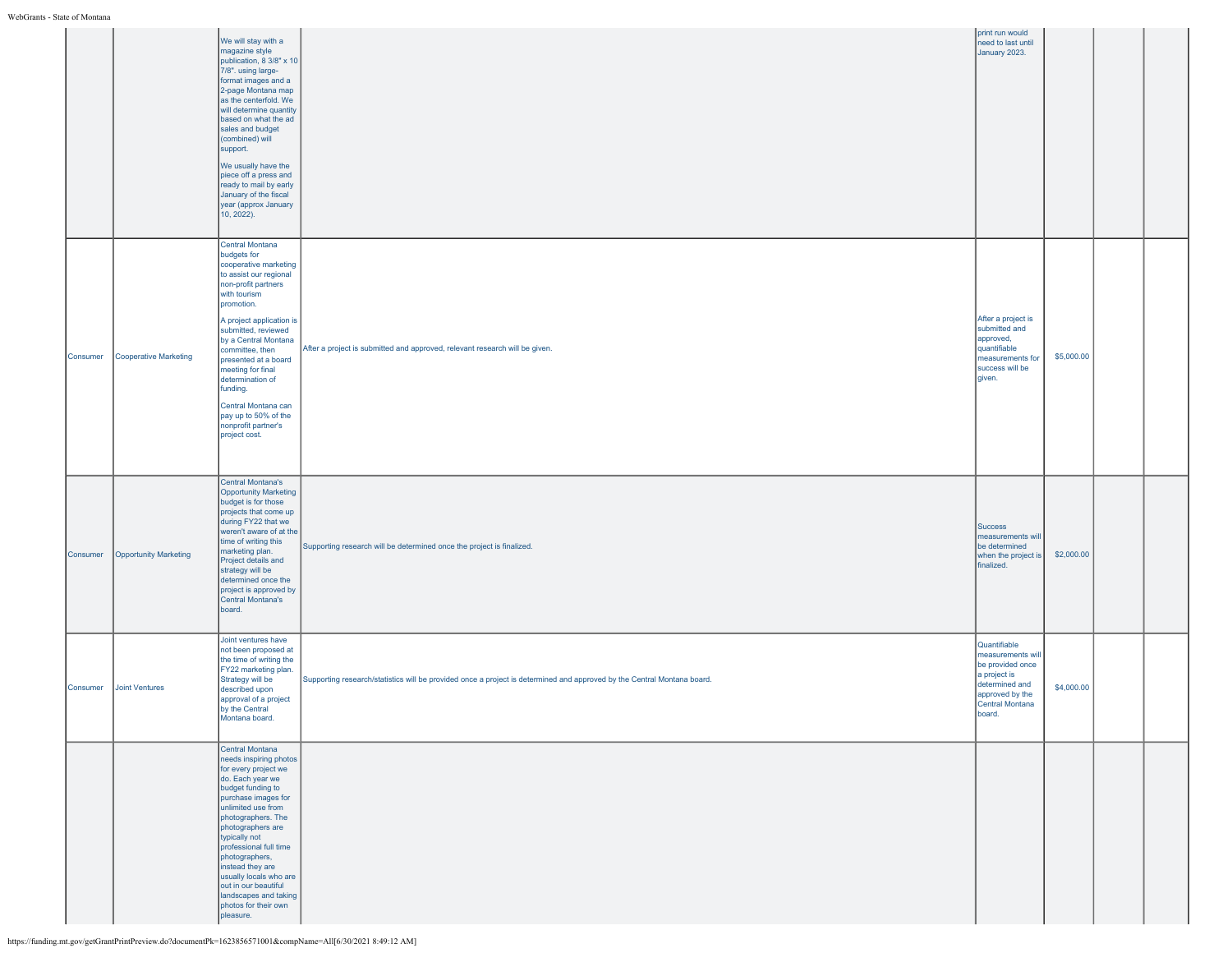| | | | | | | | |
|---|---|---|---|---|---|---|---|
| | | We will stay with a magazine style publication, 8 3/8" x 10 7/8". using large-format images and a 2-page Montana map as the centerfold. We will determine quantity based on what the ad sales and budget (combined) will support.<br><br>We usually have the piece off a press and ready to mail by early January of the fiscal year (approx January 10, 2022). | | print run would need to last until January 2023. | | | |
| Consumer | Cooperative Marketing | Central Montana budgets for cooperative marketing to assist our regional non-profit partners with tourism promotion.<br><br>A project application is submitted, reviewed by a Central Montana committee, then presented at a board meeting for final determination of funding.<br><br>Central Montana can pay up to 50% of the nonprofit partner's project cost. | After a project is submitted and approved, relevant research will be given. | After a project is submitted and approved, quantifiable measurements for success will be given. | $5,000.00 | | |
| Consumer | Opportunity Marketing | Central Montana's Opportunity Marketing budget is for those projects that come up during FY22 that we weren't aware of at the time of writing this marketing plan. Project details and strategy will be determined once the project is approved by Central Montana's board. | Supporting research will be determined once the project is finalized. | Success measurements will be determined when the project is finalized. | $2,000.00 | | |
| Consumer | Joint Ventures | Joint ventures have not been proposed at the time of writing the FY22 marketing plan. Strategy will be described upon approval of a project by the Central Montana board. | Supporting research/statistics will be provided once a project is determined and approved by the Central Montana board. | Quantifiable measurements will be provided once a project is determined and approved by the Central Montana board. | $4,000.00 | | |
| | | Central Montana needs inspiring photos for every project we do. Each year we budget funding to purchase images for unlimited use from photographers. The photographers are typically not professional full time photographers, instead they are usually locals who are out in our beautiful landscapes and taking photos for their own pleasure. | | | | | |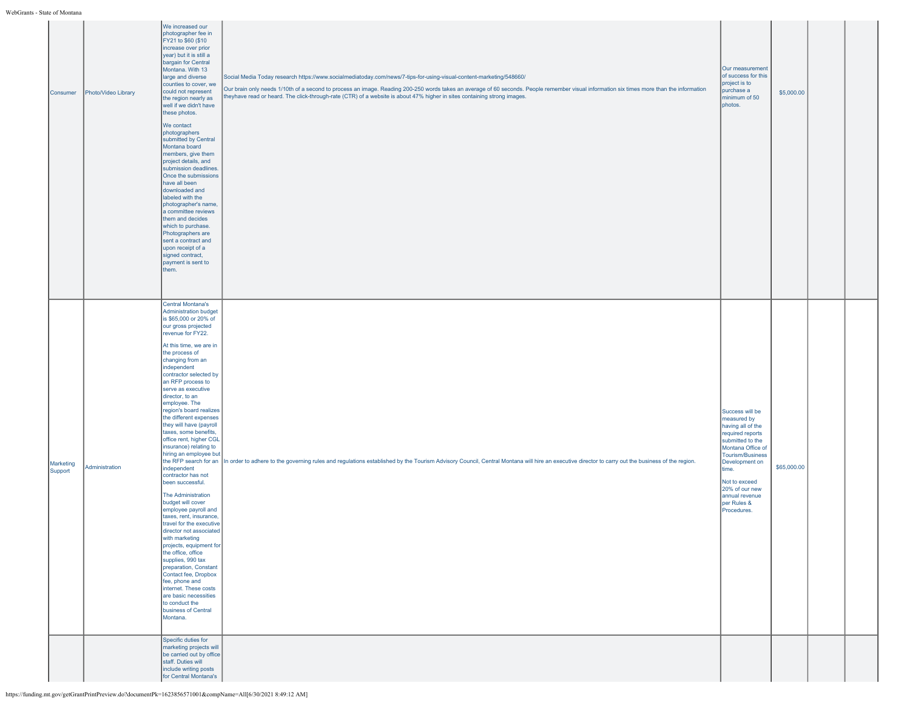| | | | | | | | |
|---|---|---|---|---|---|---|---|
| Consumer | Photo/Video Library | We increased our photographer fee in FY21 to $60 ($10 increase over prior year) but it is still a bargain for Central Montana. With 13 large and diverse counties to cover, we could not represent the region nearly as well if we didn't have these photos.<br><br>We contact photographers submitted by Central Montana board members, give them project details, and submission deadlines. Once the submissions have all been downloaded and labeled with the photographer's name, a committee reviews them and decides which to purchase. Photographers are sent a contract and upon receipt of a signed contract, payment is sent to them. | Social Media Today research https://www.socialmediatoday.com/news/7-tips-for-using-visual-content-marketing/548660/<br><br>Our brain only needs 1/10th of a second to process an image. Reading 200-250 words takes an average of 60 seconds. People remember visual information six times more than the information theyhave read or heard. The click-through-rate (CTR) of a website is about 47% higher in sites containing strong images. | Our measurement of success for this project is to purchase a minimum of 50 photos. | $5,000.00 | | |
| Marketing Support | Administration | Central Montana's Administration budget is $65,000 or 20% of our gross projected revenue for FY22.<br><br>At this time, we are in the process of changing from an independent contractor selected by an RFP process to serve as executive director, to an employee. The region's board realizes the different expenses they will have (payroll taxes, some benefits, office rent, higher CGL insurance) relating to hiring an employee but the RFP search for an independent contractor has not been successful.<br><br>The Administration budget will cover employee payroll and taxes, rent, insurance, travel for the executive director not associated with marketing projects, equipment for the office, office supplies, 990 tax preparation, Constant Contact fee, Dropbox fee, phone and internet. These costs are basic necessities to conduct the business of Central Montana. | In order to adhere to the governing rules and regulations established by the Tourism Advisory Council, Central Montana will hire an executive director to carry out the business of the region. | Success will be measured by having all of the required reports submitted to the Montana Office of Tourism/Business Development on time.<br><br>Not to exceed 20% of our new annual revenue per Rules & Procedures. | $65,000.00 | | |
| | | Specific duties for marketing projects will be carried out by office staff. Duties will include writing posts for Central Montana's | | | | | |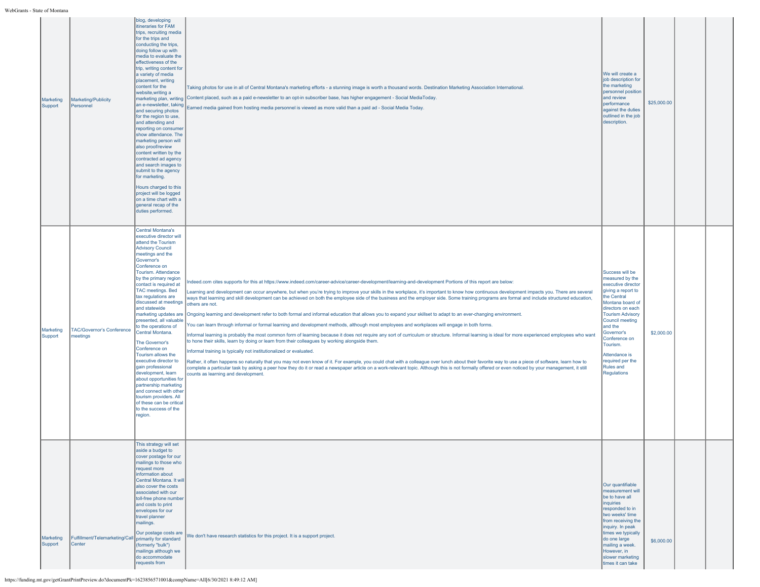| | | | | | | | |
|---|---|---|---|---|---|---|---|
| Marketing Support | Marketing/Publicity Personnel | blog, developing itineraries for FAM trips, recruiting media for the trips and conducting the trips, doing follow up with media to evaluate the effectiveness of the trip, writing content for a variety of media placement, writing content for the website,writing a marketing plan, writing an e-newsletter, taking and securing photos for the region to use, and attending and reporting on consumer show attendance. The marketing person will also proof/review content written by the contracted ad agency and search images to submit to the agency for marketing.<br><br>Hours charged to this project will be logged on a time chart with a general recap of the duties performed. | Taking photos for use in all of Central Montana's marketing efforts - a stunning image is worth a thousand words. Destination Marketing Association International.<br><br>Content placed, such as a paid e-newsletter to an opt-in subscriber base, has higher engagement - Social MediaToday.<br><br>Earned media gained from hosting media personnel is viewed as more valid than a paid ad - Social Media Today. | We will create a job description for the marketing personnel position and review performance against the duties outlined in the job description. | $25,000.00 | | |
| Marketing Support | TAC/Governor's Conference meetings | Central Montana's executive director will attend the Tourism Advisory Council meetings and the Governor's Conference on Tourism. Attendance by the primary region contact is required at TAC meetings. Bed tax regulations are discussed at meetings and statewide marketing updates are presented, all valuable to the operations of Central Montana.<br><br>The Governor's Conference on Tourism allows the executive director to gain professional development, learn about opportunities for partnership marketing and connect with other tourism providers. All of these can be critical to the success of the region. | Indeed.com cites supports for this at https://www.indeed.com/career-advice/career-development/learning-and-development Portions of this report are below:<br><br>Learning and development can occur anywhere, but when you're trying to improve your skills in the workplace, it's important to know how continuous development impacts you. There are several ways that learning and skill development can be achieved on both the employee side of the business and the employer side. Some training programs are formal and include structured education, others are not.<br><br>Ongoing learning and development refer to both formal and informal education that allows you to expand your skillset to adapt to an ever-changing environment.<br><br>You can learn through informal or formal learning and development methods, although most employees and workplaces will engage in both forms.<br><br>Informal learning is probably the most common form of learning because it does not require any sort of curriculum or structure. Informal learning is ideal for more experienced employees who want to hone their skills, learn by doing or learn from their colleagues by working alongside them.<br><br>Informal training is typically not institutionalized or evaluated.<br><br>Rather, it often happens so naturally that you may not even know of it. For example, you could chat with a colleague over lunch about their favorite way to use a piece of software, learn how to complete a particular task by asking a peer how they do it or read a newspaper article on a work-relevant topic. Although this is not formally offered or even noticed by your management, it still counts as learning and development. | Success will be measured by the executive director giving a report to the Central Montana board of directors on each Tourism Advisory Council meeting and the Governor's Conference on Tourism.<br><br>Attendance is required per the Rules and Regulations | $2,000.00 | | |
| Marketing Support | Fulfillment/Telemarketing/Call Center | This strategy will set aside a budget to cover postage for our mailings to those who request more information about Central Montana. It will also cover the costs associated with our toll-free phone number and costs to print envelopes for our travel planner mailings.<br><br>Our postage costs are primarily for standard (formerly "bulk") mailings although we do accommodate requests from | We don't have research statistics for this project. It is a support project. | Our quantifiable measurement will be to have all inquiries responded to in two weeks' time from receiving the inquiry. In peak times we typically do one large mailing a week. However, in slower marketing times it can take | $6,000.00 | | |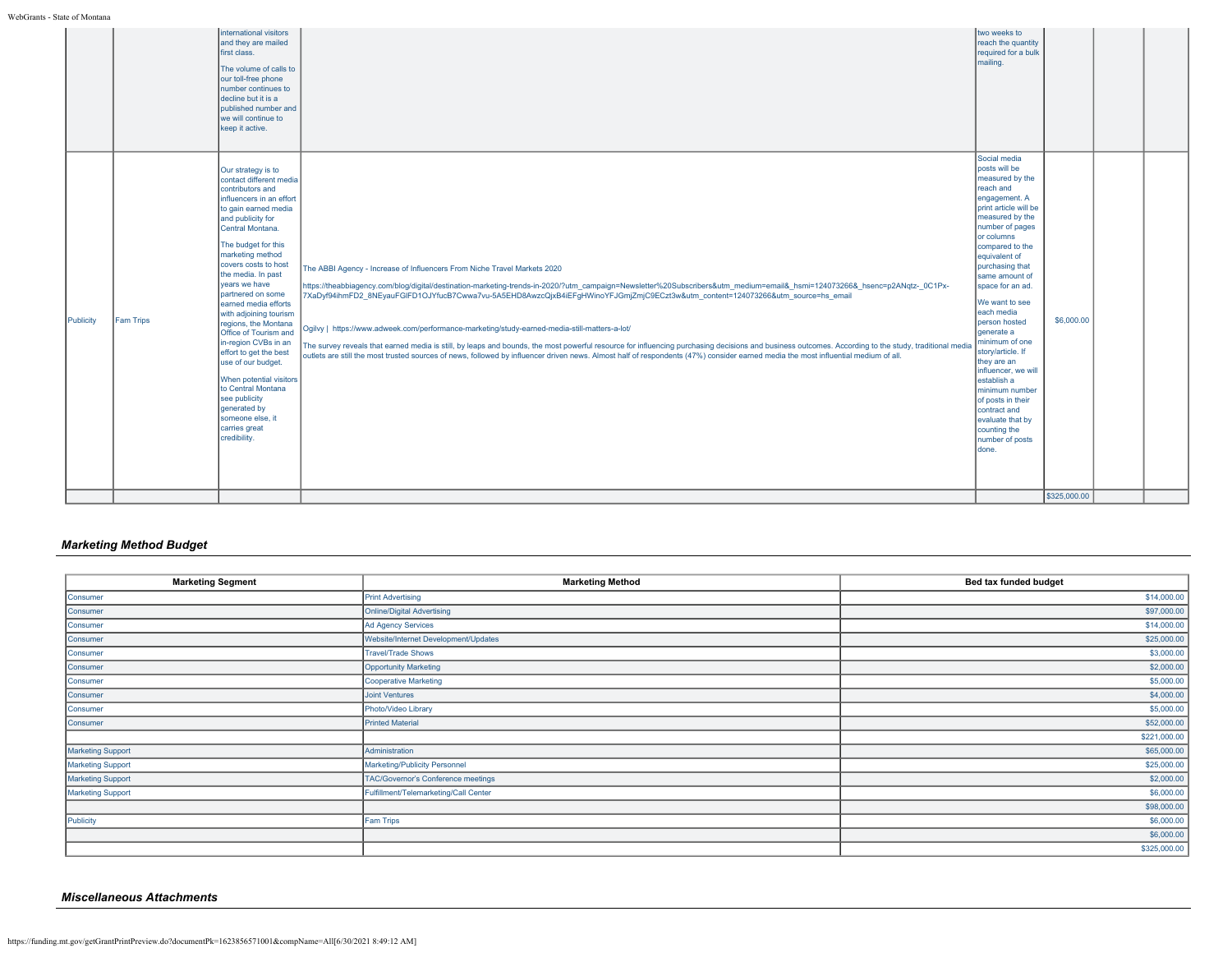| | | | | | | | |
|---|---|---|---|---|---|---|---|
| | | international visitors and they are mailed first class.<br><br>The volume of calls to our toll-free phone number continues to decline but it is a published number and we will continue to keep it active. | | two weeks to reach the quantity required for a bulk mailing. | | | |
| Publicity | Fam Trips | Our strategy is to contact different media contributors and influencers in an effort to gain earned media and publicity for Central Montana.<br><br>The budget for this marketing method covers costs to host the media. In past years we have partnered on some earned media efforts with adjoining tourism regions, the Montana Office of Tourism and in-region CVBs in an effort to get the best use of our budget.<br><br>When potential visitors to Central Montana see publicity generated by someone else, it carries great credibility. | The ABBI Agency - Increase of Influencers From Niche Travel Markets 2020<br><br>https://theabbiagency.com/blog/digital/destination-marketing-trends-in-2020/?utm_campaign=Newsletter%20Subscribers&utm_medium=email&_hsmi=124073266&_hsenc=p2ANqtz-_0C1Px-7XaDyf94ihmFD2_8NEyauFGlFD1OJYfucB7Cwwa7vu-5A5EHD8AwzcQjxB4iEFgHWinoYFJGmjZmjC9ECzt3w&utm_content=124073266&utm_source=hs_email<br><br>Ogilvy \| https://www.adweek.com/performance-marketing/study-earned-media-still-matters-a-lot/<br><br>The survey reveals that earned media is still, by leaps and bounds, the most powerful resource for influencing purchasing decisions and business outcomes. According to the study, traditional media outlets are still the most trusted sources of news, followed by influencer driven news. Almost half of respondents (47%) consider earned media the most influential medium of all. | Social media posts will be measured by the reach and engagement. A print article will be measured by the number of pages or columns compared to the equivalent of purchasing that same amount of space for an ad.<br><br>We want to see each media person hosted generate a minimum of one story/article. If they are an influencer, we will establish a minimum number of posts in their contract and evaluate that by counting the number of posts done. | $6,000.00 | | |
| | | | | | $325,000.00 | | |

### *Marketing Method Budget*

| Marketing Segment | Marketing Method | Bed tax funded budget |
|---|---|---|
| Consumer | Print Advertising | $14,000.00 |
| Consumer | Online/Digital Advertising | $97,000.00 |
| Consumer | Ad Agency Services | $14,000.00 |
| Consumer | Website/Internet Development/Updates | $25,000.00 |
| Consumer | Travel/Trade Shows | $3,000.00 |
| Consumer | Opportunity Marketing | $2,000.00 |
| Consumer | Cooperative Marketing | $5,000.00 |
| Consumer | Joint Ventures | $4,000.00 |
| Consumer | Photo/Video Library | $5,000.00 |
| Consumer | Printed Material | $52,000.00 |
| | | $221,000.00 |
| Marketing Support | Administration | $65,000.00 |
| Marketing Support | Marketing/Publicity Personnel | $25,000.00 |
| Marketing Support | TAC/Governor's Conference meetings | $2,000.00 |
| Marketing Support | Fulfillment/Telemarketing/Call Center | $6,000.00 |
| | | $98,000.00 |
| Publicity | Fam Trips | $6,000.00 |
| | | $6,000.00 |
| | | $325,000.00 |

### *Miscellaneous Attachments*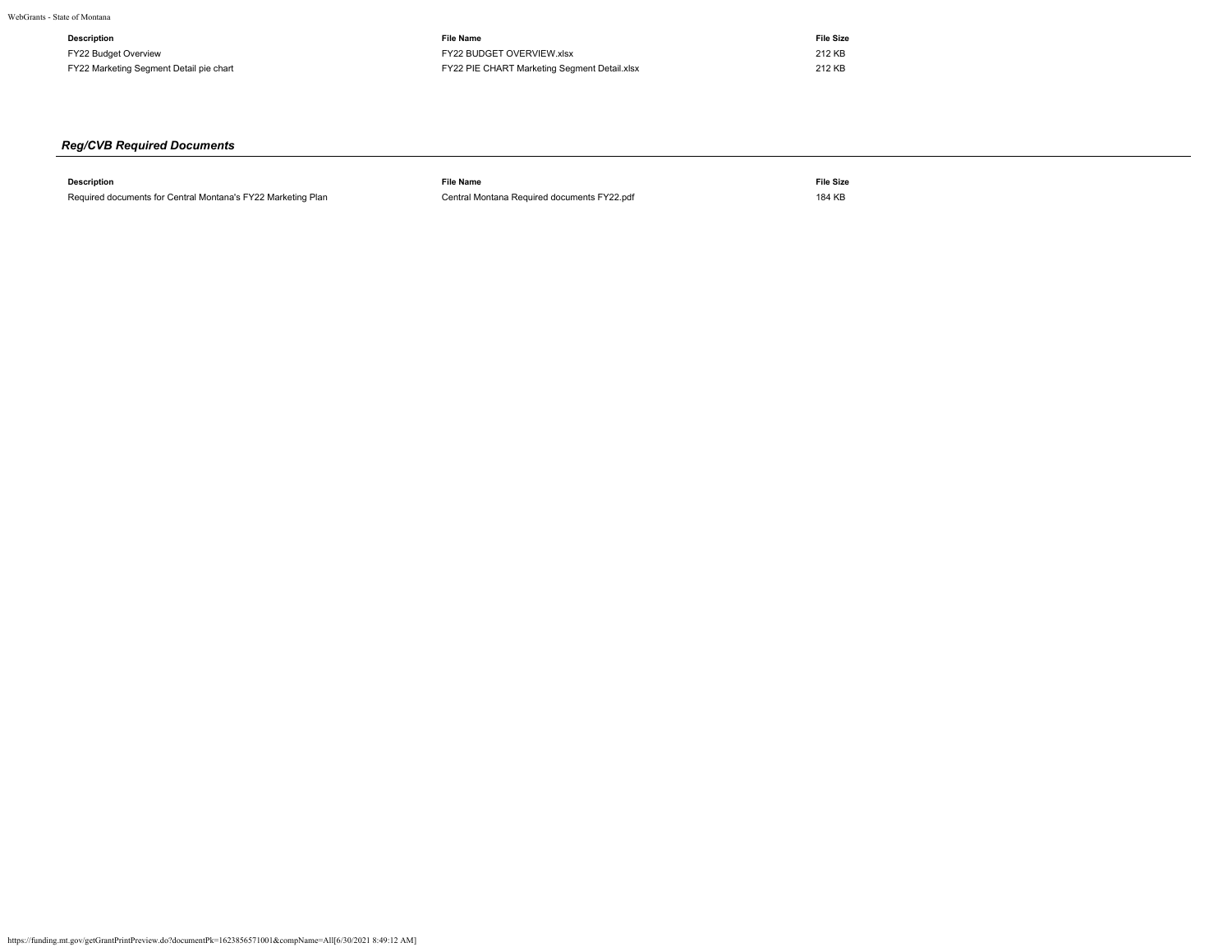| Description | File Name | File Size |
| --- | --- | --- |
| FY22 Budget Overview | FY22 BUDGET OVERVIEW.xlsx | 212 KB |
| FY22 Marketing Segment Detail pie chart | FY22 PIE CHART Marketing Segment Detail.xlsx | 212 KB |

### *Reg/CVB Required Documents*

| Description | File Name | File Size |
| --- | --- | --- |
| Required documents for Central Montana's FY22 Marketing Plan | Central Montana Required documents FY22.pdf | 184 KB |